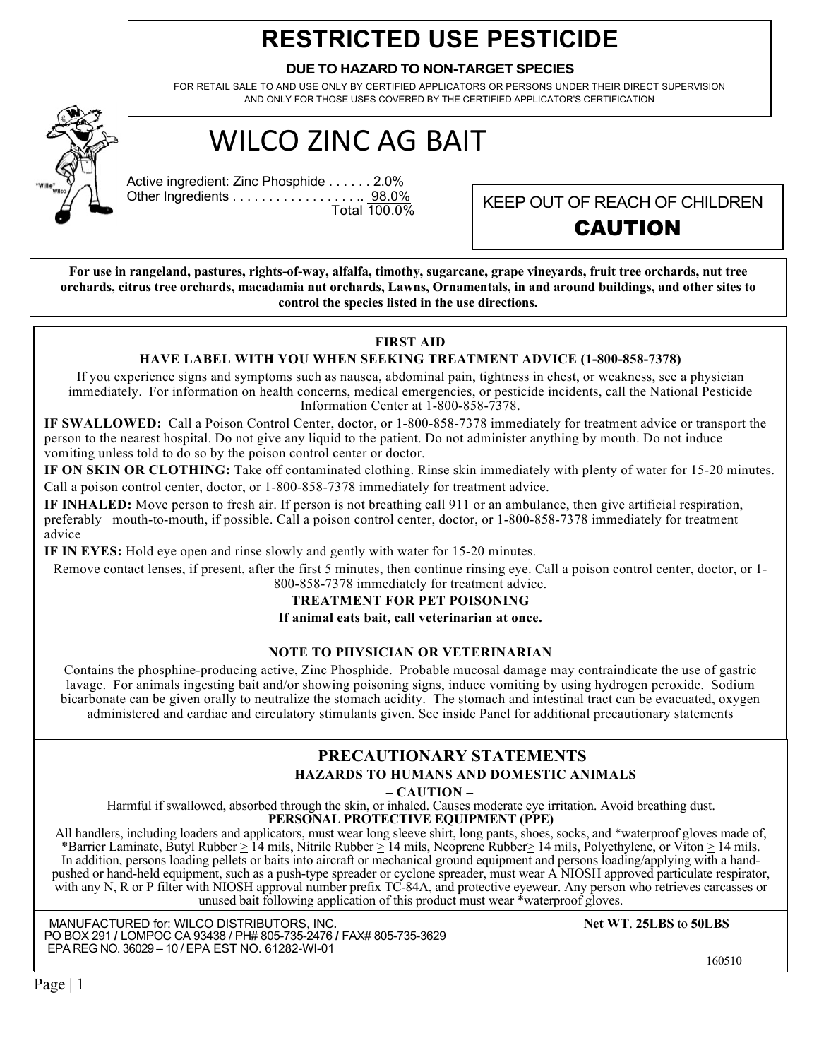# RESTRICTED USE PESTICIDE

**DUE TO HAZARD TO NON-TARGET SPECIES**

FOR RETAIL SALE TO AND USE ONLY BY CERTIFIED APPLICATORS OR PERSONS UNDER THEIR DIRECT SUPERVISION AND ONLY FOR THOSE USES COVERED BY THE CERTIFIED APPLICATOR'S CERTIFICATION

# WILCO ZINC AG BAIT

Active ingredient: Zinc Phosphide . . . . . . 2.0%
Other Ingredients . . . . . . . . . . . . . . . . . . 98.0%
Total 100.0%

KEEP OUT OF REACH OF CHILDREN

**CAUTION**

**For use in rangeland, pastures, rights-of-way, alfalfa, timothy, sugarcane, grape vineyards, fruit tree orchards, nut tree orchards, citrus tree orchards, macadamia nut orchards, Lawns, Ornamentals, in and around buildings, and other sites to control the species listed in the use directions.**

## FIRST AID

**HAVE LABEL WITH YOU WHEN SEEKING TREATMENT ADVICE (1-800-858-7378)**

If you experience signs and symptoms such as nausea, abdominal pain, tightness in chest, or weakness, see a physician immediately. For information on health concerns, medical emergencies, or pesticide incidents, call the National Pesticide Information Center at 1-800-858-7378.

**IF SWALLOWED:** Call a Poison Control Center, doctor, or 1-800-858-7378 immediately for treatment advice or transport the person to the nearest hospital. Do not give any liquid to the patient. Do not administer anything by mouth. Do not induce vomiting unless told to do so by the poison control center or doctor.

**IF ON SKIN OR CLOTHING:** Take off contaminated clothing. Rinse skin immediately with plenty of water for 15-20 minutes. Call a poison control center, doctor, or 1-800-858-7378 immediately for treatment advice.

**IF INHALED:** Move person to fresh air. If person is not breathing call 911 or an ambulance, then give artificial respiration, preferably mouth-to-mouth, if possible. Call a poison control center, doctor, or 1-800-858-7378 immediately for treatment advice

**IF IN EYES:** Hold eye open and rinse slowly and gently with water for 15-20 minutes.
Remove contact lenses, if present, after the first 5 minutes, then continue rinsing eye. Call a poison control center, doctor, or 1-800-858-7378 immediately for treatment advice.

**TREATMENT FOR PET POISONING**

**If animal eats bait, call veterinarian at once.**

**NOTE TO PHYSICIAN OR VETERINARIAN**

Contains the phosphine-producing active, Zinc Phosphide. Probable mucosal damage may contraindicate the use of gastric lavage. For animals ingesting bait and/or showing poisoning signs, induce vomiting by using hydrogen peroxide. Sodium bicarbonate can be given orally to neutralize the stomach acidity. The stomach and intestinal tract can be evacuated, oxygen administered and cardiac and circulatory stimulants given. See inside Panel for additional precautionary statements

## PRECAUTIONARY STATEMENTS

**HAZARDS TO HUMANS AND DOMESTIC ANIMALS**

**– CAUTION –**

Harmful if swallowed, absorbed through the skin, or inhaled. Causes moderate eye irritation. Avoid breathing dust.

**PERSONAL PROTECTIVE EQUIPMENT (PPE)**

All handlers, including loaders and applicators, must wear long sleeve shirt, long pants, shoes, socks, and *waterproof gloves made of, *Barrier Laminate, Butyl Rubber ≥ 14 mils, Nitrile Rubber ≥ 14 mils, Neoprene Rubber≥ 14 mils, Polyethylene, or Viton ≥ 14 mils. In addition, persons loading pellets or baits into aircraft or mechanical ground equipment and persons loading/applying with a hand-pushed or hand-held equipment, such as a push-type spreader or cyclone spreader, must wear A NIOSH approved particulate respirator, with any N, R or P filter with NIOSH approval number prefix TC-84A, and protective eyewear. Any person who retrieves carcasses or unused bait following application of this product must wear *waterproof gloves.

MANUFACTURED for: WILCO DISTRIBUTORS, INC.
PO BOX 291 / LOMPOC CA 93438 / PH# 805-735-2476 / FAX# 805-735-3629
EPA REG NO. 36029 – 10 / EPA EST NO. 61282-WI-01

**Net WT**. **25LBS** to **50LBS**

160510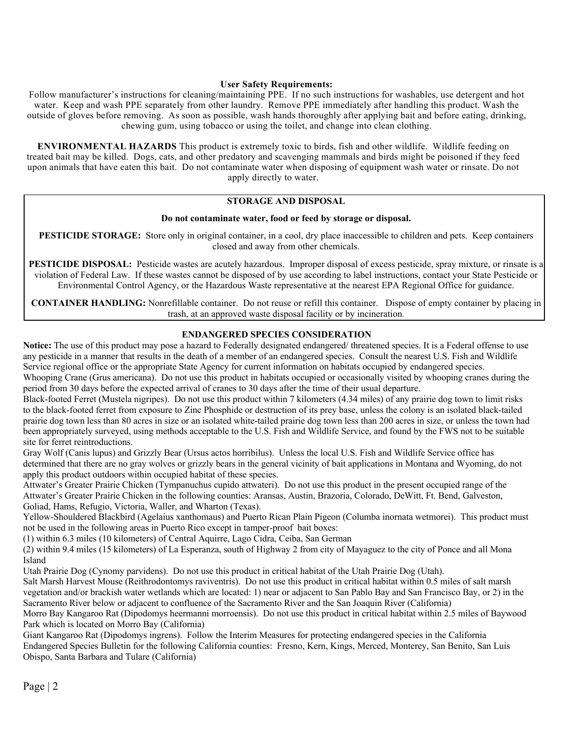**User Safety Requirements:**

Follow manufacturer's instructions for cleaning/maintaining PPE. If no such instructions for washables, use detergent and hot water. Keep and wash PPE separately from other laundry. Remove PPE immediately after handling this product. Wash the outside of gloves before removing. As soon as possible, wash hands thoroughly after applying bait and before eating, drinking, chewing gum, using tobacco or using the toilet, and change into clean clothing.

**ENVIRONMENTAL HAZARDS** This product is extremely toxic to birds, fish and other wildlife. Wildlife feeding on treated bait may be killed. Dogs, cats, and other predatory and scavenging mammals and birds might be poisoned if they feed upon animals that have eaten this bait. Do not contaminate water when disposing of equipment wash water or rinsate. Do not apply directly to water.

**STORAGE AND DISPOSAL**

**Do not contaminate water, food or feed by storage or disposal.**

**PESTICIDE STORAGE:** Store only in original container, in a cool, dry place inaccessible to children and pets. Keep containers closed and away from other chemicals.

**PESTICIDE DISPOSAL:** Pesticide wastes are acutely hazardous. Improper disposal of excess pesticide, spray mixture, or rinsate is a violation of Federal Law. If these wastes cannot be disposed of by use according to label instructions, contact your State Pesticide or Environmental Control Agency, or the Hazardous Waste representative at the nearest EPA Regional Office for guidance.

**CONTAINER HANDLING:** Nonrefillable container. Do not reuse or refill this container. Dispose of empty container by placing in trash, at an approved waste disposal facility or by incineration.

**ENDANGERED SPECIES CONSIDERATION**

**Notice:** The use of this product may pose a hazard to Federally designated endangered/ threatened species. It is a Federal offense to use any pesticide in a manner that results in the death of a member of an endangered species. Consult the nearest U.S. Fish and Wildlife Service regional office or the appropriate State Agency for current information on habitats occupied by endangered species.

Whooping Crane (Grus americana). Do not use this product in habitats occupied or occasionally visited by whooping cranes during the period from 30 days before the expected arrival of cranes to 30 days after the time of their usual departure.

Black-footed Ferret (Mustela nigripes). Do not use this product within 7 kilometers (4.34 miles) of any prairie dog town to limit risks to the black-footed ferret from exposure to Zinc Phosphide or destruction of its prey base, unless the colony is an isolated black-tailed prairie dog town less than 80 acres in size or an isolated white-tailed prairie dog town less than 200 acres in size, or unless the town had been appropriately surveyed, using methods acceptable to the U.S. Fish and Wildlife Service, and found by the FWS not to be suitable site for ferret reintroductions.

Gray Wolf (Canis lupus) and Grizzly Bear (Ursus actos horribilus). Unless the local U.S. Fish and Wildlife Service office has determined that there are no gray wolves or grizzly bears in the general vicinity of bait applications in Montana and Wyoming, do not apply this product outdoors within occupied habitat of these species.

Attwater's Greater Prairie Chicken (Tympanuchus cupido attwateri). Do not use this product in the present occupied range of the Attwater's Greater Prairie Chicken in the following counties: Aransas, Austin, Brazoria, Colorado, DeWitt, Ft. Bend, Galveston, Goliad, Hams, Refugio, Victoria, Waller, and Wharton (Texas).

Yellow-Shouldered Blackbird (Agelaius xanthomaus) and Puerto Rican Plain Pigeon (Columba inornata wetmorei). This product must not be used in the following areas in Puerto Rico except in tamper-proof bait boxes:

(1) within 6.3 miles (10 kilometers) of Central Aquirre, Lago Cidra, Ceiba, San German

(2) within 9.4 miles (15 kilometers) of La Esperanza, south of Highway 2 from city of Mayaguez to the city of Ponce and all Mona Island

Utah Prairie Dog (Cynomy parvidens). Do not use this product in critical habitat of the Utah Prairie Dog (Utah).

Salt Marsh Harvest Mouse (Reithrodontomys raviventris). Do not use this product in critical habitat within 0.5 miles of salt marsh vegetation and/or brackish water wetlands which are located: 1) near or adjacent to San Pablo Bay and San Francisco Bay, or 2) in the Sacramento River below or adjacent to confluence of the Sacramento River and the San Joaquin River (California)

Morro Bay Kangaroo Rat (Dipodomys heermanni morroensis). Do not use this product in critical habitat within 2.5 miles of Baywood Park which is located on Morro Bay (California)

Giant Kangaroo Rat (Dipodomys ingrens). Follow the Interim Measures for protecting endangered species in the California Endangered Species Bulletin for the following California counties: Fresno, Kern, Kings, Merced, Monterey, San Benito, San Luis Obispo, Santa Barbara and Tulare (California)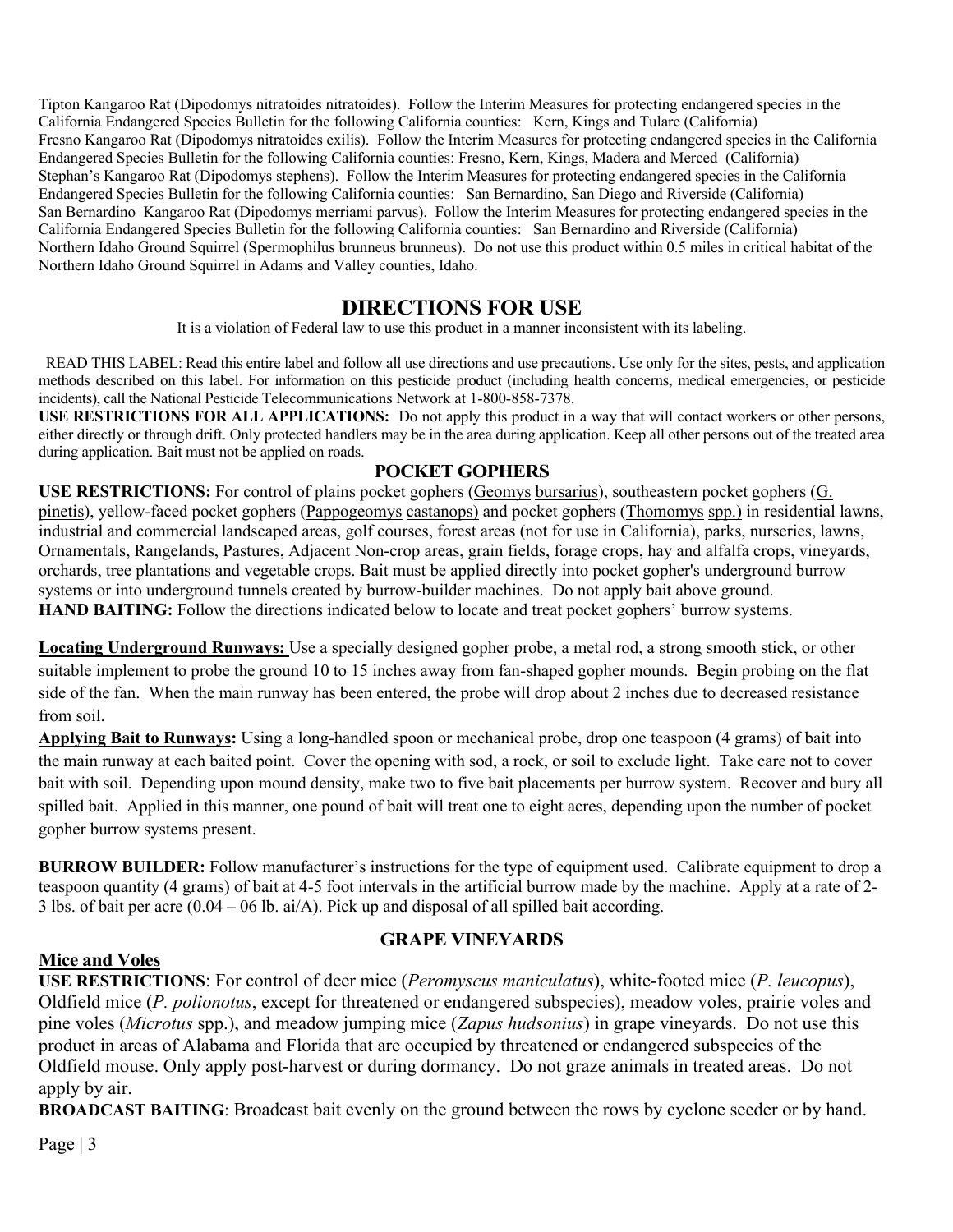Tipton Kangaroo Rat (Dipodomys nitratoides nitratoides). Follow the Interim Measures for protecting endangered species in the California Endangered Species Bulletin for the following California counties: Kern, Kings and Tulare (California)
Fresno Kangaroo Rat (Dipodomys nitratoides exilis). Follow the Interim Measures for protecting endangered species in the California Endangered Species Bulletin for the following California counties: Fresno, Kern, Kings, Madera and Merced (California)
Stephan's Kangaroo Rat (Dipodomys stephens). Follow the Interim Measures for protecting endangered species in the California Endangered Species Bulletin for the following California counties: San Bernardino, San Diego and Riverside (California)
San Bernardino Kangaroo Rat (Dipodomys merriami parvus). Follow the Interim Measures for protecting endangered species in the California Endangered Species Bulletin for the following California counties: San Bernardino and Riverside (California)
Northern Idaho Ground Squirrel (Spermophilus brunneus brunneus). Do not use this product within 0.5 miles in critical habitat of the Northern Idaho Ground Squirrel in Adams and Valley counties, Idaho.

# DIRECTIONS FOR USE

It is a violation of Federal law to use this product in a manner inconsistent with its labeling.

READ THIS LABEL: Read this entire label and follow all use directions and use precautions. Use only for the sites, pests, and application methods described on this label. For information on this pesticide product (including health concerns, medical emergencies, or pesticide incidents), call the National Pesticide Telecommunications Network at 1-800-858-7378.
**USE RESTRICTIONS FOR ALL APPLICATIONS:** Do not apply this product in a way that will contact workers or other persons, either directly or through drift. Only protected handlers may be in the area during application. Keep all other persons out of the treated area during application. Bait must not be applied on roads.

## POCKET GOPHERS

**USE RESTRICTIONS:** For control of plains pocket gophers (Geomys bursarius), southeastern pocket gophers (G. pinetis), yellow-faced pocket gophers (Pappogeomys castanops) and pocket gophers (Thomomys spp.) in residential lawns, industrial and commercial landscaped areas, golf courses, forest areas (not for use in California), parks, nurseries, lawns, Ornamentals, Rangelands, Pastures, Adjacent Non-crop areas, grain fields, forage crops, hay and alfalfa crops, vineyards, orchards, tree plantations and vegetable crops. Bait must be applied directly into pocket gopher's underground burrow systems or into underground tunnels created by burrow-builder machines. Do not apply bait above ground.
**HAND BAITING:** Follow the directions indicated below to locate and treat pocket gophers' burrow systems.

**Locating Underground Runways:** Use a specially designed gopher probe, a metal rod, a strong smooth stick, or other suitable implement to probe the ground 10 to 15 inches away from fan-shaped gopher mounds. Begin probing on the flat side of the fan. When the main runway has been entered, the probe will drop about 2 inches due to decreased resistance from soil.
**Applying Bait to Runways:** Using a long-handled spoon or mechanical probe, drop one teaspoon (4 grams) of bait into the main runway at each baited point. Cover the opening with sod, a rock, or soil to exclude light. Take care not to cover bait with soil. Depending upon mound density, make two to five bait placements per burrow system. Recover and bury all spilled bait. Applied in this manner, one pound of bait will treat one to eight acres, depending upon the number of pocket gopher burrow systems present.

**BURROW BUILDER:** Follow manufacturer's instructions for the type of equipment used. Calibrate equipment to drop a teaspoon quantity (4 grams) of bait at 4-5 foot intervals in the artificial burrow made by the machine. Apply at a rate of 2-3 lbs. of bait per acre (0.04 – 06 lb. ai/A). Pick up and disposal of all spilled bait according.

## GRAPE VINEYARDS

### Mice and Voles

**USE RESTRICTIONS**: For control of deer mice (*Peromyscus maniculatus*), white-footed mice (*P. leucopus*), Oldfield mice (*P. polionotus*, except for threatened or endangered subspecies), meadow voles, prairie voles and pine voles (*Microtus* spp.), and meadow jumping mice (*Zapus hudsonius*) in grape vineyards. Do not use this product in areas of Alabama and Florida that are occupied by threatened or endangered subspecies of the Oldfield mouse. Only apply post-harvest or during dormancy. Do not graze animals in treated areas. Do not apply by air.
**BROADCAST BAITING**: Broadcast bait evenly on the ground between the rows by cyclone seeder or by hand.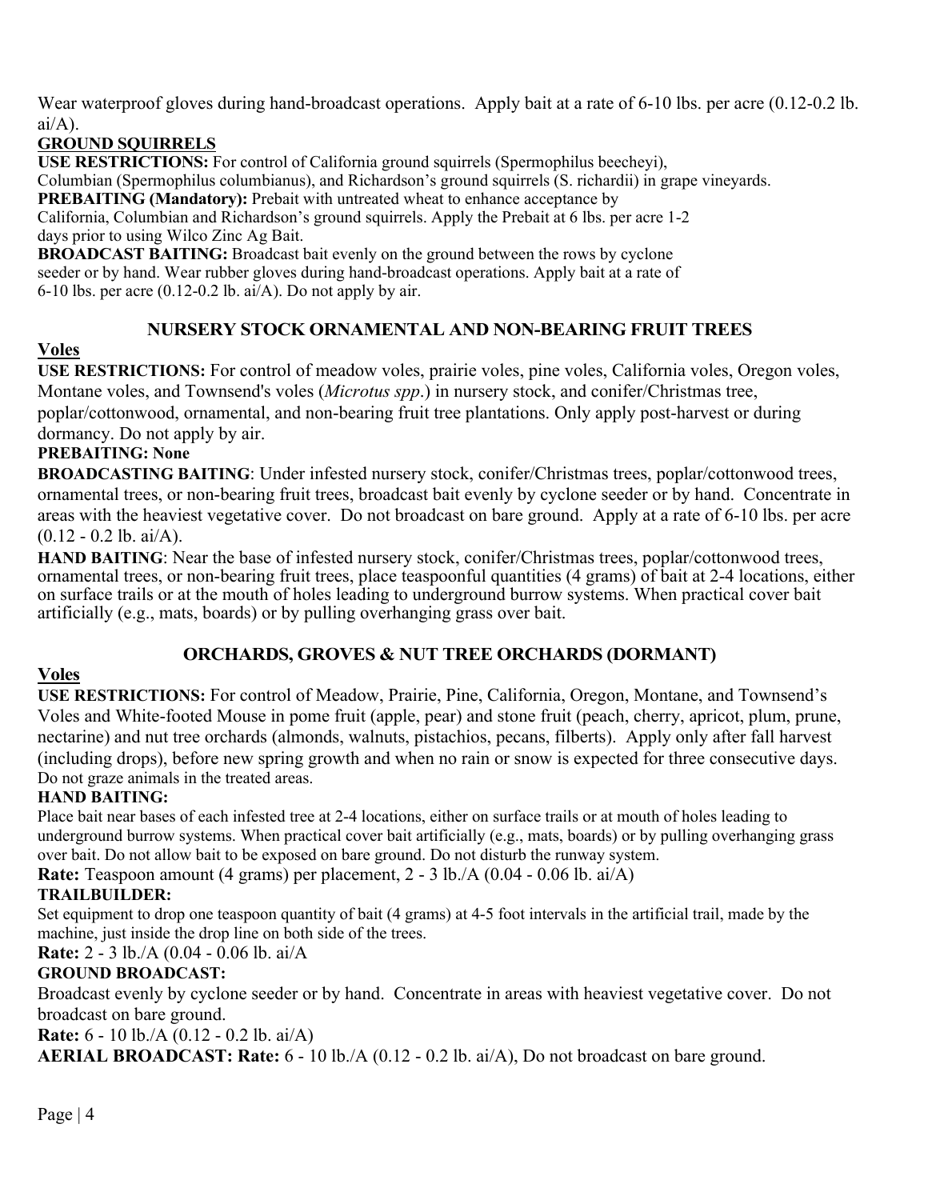Wear waterproof gloves during hand-broadcast operations. Apply bait at a rate of 6-10 lbs. per acre (0.12-0.2 lb. ai/A).

**GROUND SQUIRRELS**

**USE RESTRICTIONS:** For control of California ground squirrels (Spermophilus beecheyi), Columbian (Spermophilus columbianus), and Richardson's ground squirrels (S. richardii) in grape vineyards.

**PREBAITING (Mandatory):** Prebait with untreated wheat to enhance acceptance by California, Columbian and Richardson's ground squirrels. Apply the Prebait at 6 lbs. per acre 1-2 days prior to using Wilco Zinc Ag Bait.

**BROADCAST BAITING:** Broadcast bait evenly on the ground between the rows by cyclone seeder or by hand. Wear rubber gloves during hand-broadcast operations. Apply bait at a rate of 6-10 lbs. per acre (0.12-0.2 lb. ai/A). Do not apply by air.

## NURSERY STOCK ORNAMENTAL AND NON-BEARING FRUIT TREES

**Voles**

**USE RESTRICTIONS:** For control of meadow voles, prairie voles, pine voles, California voles, Oregon voles, Montane voles, and Townsend's voles (*Microtus spp*.) in nursery stock, and conifer/Christmas tree, poplar/cottonwood, ornamental, and non-bearing fruit tree plantations. Only apply post-harvest or during dormancy. Do not apply by air.

**PREBAITING: None**

**BROADCASTING BAITING**: Under infested nursery stock, conifer/Christmas trees, poplar/cottonwood trees, ornamental trees, or non-bearing fruit trees, broadcast bait evenly by cyclone seeder or by hand. Concentrate in areas with the heaviest vegetative cover. Do not broadcast on bare ground. Apply at a rate of 6-10 lbs. per acre (0.12 - 0.2 lb. ai/A).

**HAND BAITING**: Near the base of infested nursery stock, conifer/Christmas trees, poplar/cottonwood trees, ornamental trees, or non-bearing fruit trees, place teaspoonful quantities (4 grams) of bait at 2-4 locations, either on surface trails or at the mouth of holes leading to underground burrow systems. When practical cover bait artificially (e.g., mats, boards) or by pulling overhanging grass over bait.

## ORCHARDS, GROVES & NUT TREE ORCHARDS (DORMANT)

**Voles**

**USE RESTRICTIONS:** For control of Meadow, Prairie, Pine, California, Oregon, Montane, and Townsend's Voles and White-footed Mouse in pome fruit (apple, pear) and stone fruit (peach, cherry, apricot, plum, prune, nectarine) and nut tree orchards (almonds, walnuts, pistachios, pecans, filberts). Apply only after fall harvest (including drops), before new spring growth and when no rain or snow is expected for three consecutive days. Do not graze animals in the treated areas.

**HAND BAITING:**

Place bait near bases of each infested tree at 2-4 locations, either on surface trails or at mouth of holes leading to underground burrow systems. When practical cover bait artificially (e.g., mats, boards) or by pulling overhanging grass over bait. Do not allow bait to be exposed on bare ground. Do not disturb the runway system.

**Rate:** Teaspoon amount (4 grams) per placement, 2 - 3 lb./A (0.04 - 0.06 lb. ai/A)

**TRAILBUILDER:**

Set equipment to drop one teaspoon quantity of bait (4 grams) at 4-5 foot intervals in the artificial trail, made by the machine, just inside the drop line on both side of the trees.

**Rate:** 2 - 3 lb./A (0.04 - 0.06 lb. ai/A

**GROUND BROADCAST:**

Broadcast evenly by cyclone seeder or by hand. Concentrate in areas with heaviest vegetative cover. Do not broadcast on bare ground.

**Rate:** 6 - 10 lb./A (0.12 - 0.2 lb. ai/A)

**AERIAL BROADCAST: Rate:** 6 - 10 lb./A (0.12 - 0.2 lb. ai/A), Do not broadcast on bare ground.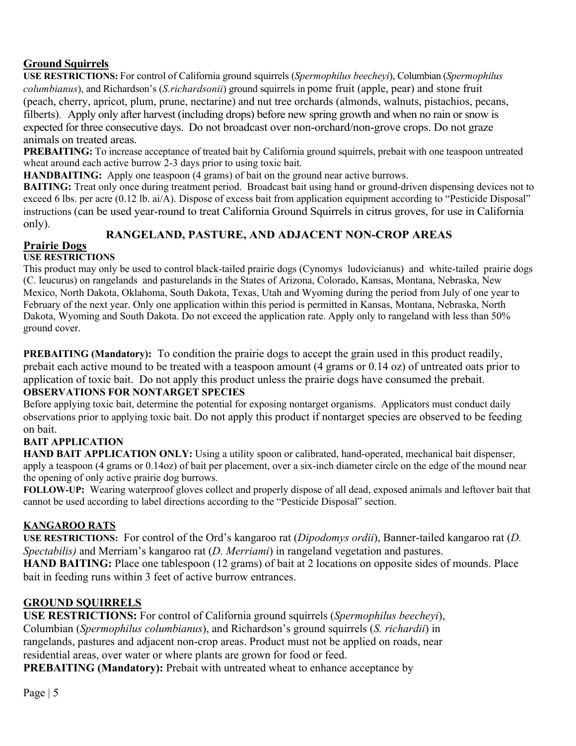**Ground Squirrels**

**USE RESTRICTIONS:** For control of California ground squirrels (*Spermophilus beecheyi*), Columbian (*Spermophilus columbianus*), and Richardson's (*S.richardsonii*) ground squirrels in pome fruit (apple, pear) and stone fruit (peach, cherry, apricot, plum, prune, nectarine) and nut tree orchards (almonds, walnuts, pistachios, pecans, filberts). Apply only after harvest (including drops) before new spring growth and when no rain or snow is expected for three consecutive days. Do not broadcast over non-orchard/non-grove crops. Do not graze animals on treated areas.

**PREBAITING:** To increase acceptance of treated bait by California ground squirrels, prebait with one teaspoon untreated wheat around each active burrow 2-3 days prior to using toxic bait.

**HANDBAITING:** Apply one teaspoon (4 grams) of bait on the ground near active burrows.

**BAITING:** Treat only once during treatment period. Broadcast bait using hand or ground-driven dispensing devices not to exceed 6 lbs. per acre (0.12 lb. ai/A). Dispose of excess bait from application equipment according to "Pesticide Disposal" instructions (can be used year-round to treat California Ground Squirrels in citrus groves, for use in California only).

## RANGELAND, PASTURE, AND ADJACENT NON-CROP AREAS

**Prairie Dogs**

**USE RESTRICTIONS**

This product may only be used to control black-tailed prairie dogs (Cynomys ludovicianus) and white-tailed prairie dogs (C. leucurus) on rangelands and pasturelands in the States of Arizona, Colorado, Kansas, Montana, Nebraska, New Mexico, North Dakota, Oklahoma, South Dakota, Texas, Utah and Wyoming during the period from July of one year to February of the next year. Only one application within this period is permitted in Kansas, Montana, Nebraska, North Dakota, Wyoming and South Dakota. Do not exceed the application rate. Apply only to rangeland with less than 50% ground cover.

**PREBAITING (Mandatory):** To condition the prairie dogs to accept the grain used in this product readily, prebait each active mound to be treated with a teaspoon amount (4 grams or 0.14 oz) of untreated oats prior to application of toxic bait. Do not apply this product unless the prairie dogs have consumed the prebait.

**OBSERVATIONS FOR NONTARGET SPECIES**

Before applying toxic bait, determine the potential for exposing nontarget organisms. Applicators must conduct daily observations prior to applying toxic bait. Do not apply this product if nontarget species are observed to be feeding on bait.

**BAIT APPLICATION**

**HAND BAIT APPLICATION ONLY:** Using a utility spoon or calibrated, hand-operated, mechanical bait dispenser, apply a teaspoon (4 grams or 0.14oz) of bait per placement, over a six-inch diameter circle on the edge of the mound near the opening of only active prairie dog burrows.

**FOLLOW-UP:** Wearing waterproof gloves collect and properly dispose of all dead, exposed animals and leftover bait that cannot be used according to label directions according to the "Pesticide Disposal" section.

**KANGAROO RATS**

**USE RESTRICTIONS:** For control of the Ord's kangaroo rat (*Dipodomys ordii*), Banner-tailed kangaroo rat (*D. Spectabilis)* and Merriam's kangaroo rat (*D. Merriami*) in rangeland vegetation and pastures.

**HAND BAITING:** Place one tablespoon (12 grams) of bait at 2 locations on opposite sides of mounds. Place bait in feeding runs within 3 feet of active burrow entrances.

**GROUND SQUIRRELS**

**USE RESTRICTIONS:** For control of California ground squirrels (*Spermophilus beecheyi*), Columbian (*Spermophilus columbianus*), and Richardson's ground squirrels (*S. richardii*) in rangelands, pastures and adjacent non-crop areas. Product must not be applied on roads, near residential areas, over water or where plants are grown for food or feed.

**PREBAITING (Mandatory):** Prebait with untreated wheat to enhance acceptance by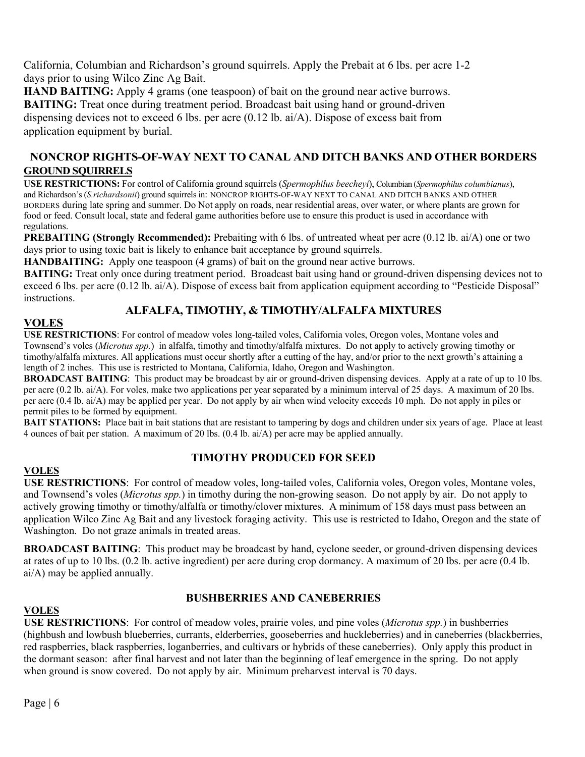California, Columbian and Richardson's ground squirrels. Apply the Prebait at 6 lbs. per acre 1-2 days prior to using Wilco Zinc Ag Bait.

**HAND BAITING:** Apply 4 grams (one teaspoon) of bait on the ground near active burrows.

**BAITING:** Treat once during treatment period. Broadcast bait using hand or ground-driven dispensing devices not to exceed 6 lbs. per acre (0.12 lb. ai/A). Dispose of excess bait from application equipment by burial.

## NONCROP RIGHTS-OF-WAY NEXT TO CANAL AND DITCH BANKS AND OTHER BORDERS

### GROUND SQUIRRELS

**USE RESTRICTIONS:** For control of California ground squirrels (*Spermophilus beecheyi*), Columbian (*Spermophilus columbianus*), and Richardson's (*S.richardsonii*) ground squirrels in: NONCROP RIGHTS-OF-WAY NEXT TO CANAL AND DITCH BANKS AND OTHER BORDERS during late spring and summer. Do Not apply on roads, near residential areas, over water, or where plants are grown for food or feed. Consult local, state and federal game authorities before use to ensure this product is used in accordance with regulations.

**PREBAITING (Strongly Recommended):** Prebaiting with 6 lbs. of untreated wheat per acre (0.12 lb. ai/A) one or two days prior to using toxic bait is likely to enhance bait acceptance by ground squirrels.

**HANDBAITING:** Apply one teaspoon (4 grams) of bait on the ground near active burrows.

**BAITING:** Treat only once during treatment period. Broadcast bait using hand or ground-driven dispensing devices not to exceed 6 lbs. per acre (0.12 lb. ai/A). Dispose of excess bait from application equipment according to "Pesticide Disposal" instructions.

## ALFALFA, TIMOTHY, & TIMOTHY/ALFALFA MIXTURES

### VOLES

**USE RESTRICTIONS**: For control of meadow voles long-tailed voles, California voles, Oregon voles, Montane voles and Townsend's voles (*Microtus spp.*) in alfalfa, timothy and timothy/alfalfa mixtures. Do not apply to actively growing timothy or timothy/alfalfa mixtures. All applications must occur shortly after a cutting of the hay, and/or prior to the next growth's attaining a length of 2 inches. This use is restricted to Montana, California, Idaho, Oregon and Washington.

**BROADCAST BAITING**: This product may be broadcast by air or ground-driven dispensing devices. Apply at a rate of up to 10 lbs. per acre (0.2 lb. ai/A). For voles, make two applications per year separated by a minimum interval of 25 days. A maximum of 20 lbs. per acre (0.4 lb. ai/A) may be applied per year. Do not apply by air when wind velocity exceeds 10 mph. Do not apply in piles or permit piles to be formed by equipment.

**BAIT STATIONS:** Place bait in bait stations that are resistant to tampering by dogs and children under six years of age. Place at least 4 ounces of bait per station. A maximum of 20 lbs. (0.4 lb. ai/A) per acre may be applied annually.

## TIMOTHY PRODUCED FOR SEED

### VOLES

**USE RESTRICTIONS**: For control of meadow voles, long-tailed voles, California voles, Oregon voles, Montane voles, and Townsend's voles (*Microtus spp.*) in timothy during the non-growing season. Do not apply by air. Do not apply to actively growing timothy or timothy/alfalfa or timothy/clover mixtures. A minimum of 158 days must pass between an application Wilco Zinc Ag Bait and any livestock foraging activity. This use is restricted to Idaho, Oregon and the state of Washington. Do not graze animals in treated areas.

**BROADCAST BAITING**: This product may be broadcast by hand, cyclone seeder, or ground-driven dispensing devices at rates of up to 10 lbs. (0.2 lb. active ingredient) per acre during crop dormancy. A maximum of 20 lbs. per acre (0.4 lb. ai/A) may be applied annually.

## BUSHBERRIES AND CANEBERRIES

### VOLES

**USE RESTRICTIONS**: For control of meadow voles, prairie voles, and pine voles (*Microtus spp.*) in bushberries (highbush and lowbush blueberries, currants, elderberries, gooseberries and huckleberries) and in caneberries (blackberries, red raspberries, black raspberries, loganberries, and cultivars or hybrids of these caneberries). Only apply this product in the dormant season: after final harvest and not later than the beginning of leaf emergence in the spring. Do not apply when ground is snow covered. Do not apply by air. Minimum preharvest interval is 70 days.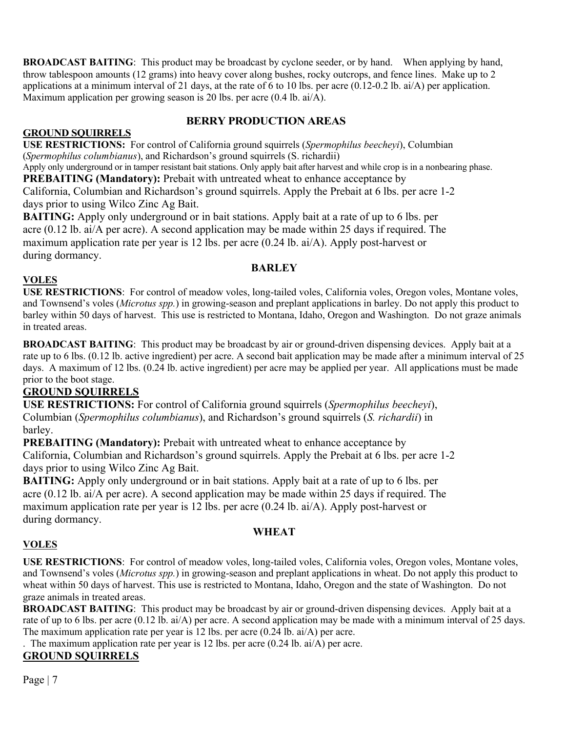**BROADCAST BAITING**: This product may be broadcast by cyclone seeder, or by hand. When applying by hand, throw tablespoon amounts (12 grams) into heavy cover along bushes, rocky outcrops, and fence lines. Make up to 2 applications at a minimum interval of 21 days, at the rate of 6 to 10 lbs. per acre (0.12-0.2 lb. ai/A) per application. Maximum application per growing season is 20 lbs. per acre (0.4 lb. ai/A).

## BERRY PRODUCTION AREAS

**GROUND SQUIRRELS**

**USE RESTRICTIONS:** For control of California ground squirrels (*Spermophilus beecheyi*), Columbian (*Spermophilus columbianus*), and Richardson's ground squirrels (S. richardii)

Apply only underground or in tamper resistant bait stations. Only apply bait after harvest and while crop is in a nonbearing phase.

**PREBAITING (Mandatory):** Prebait with untreated wheat to enhance acceptance by California, Columbian and Richardson's ground squirrels. Apply the Prebait at 6 lbs. per acre 1-2 days prior to using Wilco Zinc Ag Bait.

**BAITING:** Apply only underground or in bait stations. Apply bait at a rate of up to 6 lbs. per acre (0.12 lb. ai/A per acre). A second application may be made within 25 days if required. The maximum application rate per year is 12 lbs. per acre (0.24 lb. ai/A). Apply post-harvest or during dormancy.

## BARLEY

**VOLES**

**USE RESTRICTIONS**: For control of meadow voles, long-tailed voles, California voles, Oregon voles, Montane voles, and Townsend's voles (*Microtus spp.*) in growing-season and preplant applications in barley. Do not apply this product to barley within 50 days of harvest. This use is restricted to Montana, Idaho, Oregon and Washington. Do not graze animals in treated areas.

**BROADCAST BAITING**: This product may be broadcast by air or ground-driven dispensing devices. Apply bait at a rate up to 6 lbs. (0.12 lb. active ingredient) per acre. A second bait application may be made after a minimum interval of 25 days. A maximum of 12 lbs. (0.24 lb. active ingredient) per acre may be applied per year. All applications must be made prior to the boot stage.

**GROUND SQUIRRELS**

**USE RESTRICTIONS:** For control of California ground squirrels (*Spermophilus beecheyi*), Columbian (*Spermophilus columbianus*), and Richardson's ground squirrels (*S. richardii*) in barley.

**PREBAITING (Mandatory):** Prebait with untreated wheat to enhance acceptance by California, Columbian and Richardson's ground squirrels. Apply the Prebait at 6 lbs. per acre 1-2 days prior to using Wilco Zinc Ag Bait.

**BAITING:** Apply only underground or in bait stations. Apply bait at a rate of up to 6 lbs. per acre (0.12 lb. ai/A per acre). A second application may be made within 25 days if required. The maximum application rate per year is 12 lbs. per acre (0.24 lb. ai/A). Apply post-harvest or during dormancy.

## WHEAT

**VOLES**

**USE RESTRICTIONS**: For control of meadow voles, long-tailed voles, California voles, Oregon voles, Montane voles, and Townsend's voles (*Microtus spp.*) in growing-season and preplant applications in wheat. Do not apply this product to wheat within 50 days of harvest. This use is restricted to Montana, Idaho, Oregon and the state of Washington. Do not graze animals in treated areas.

**BROADCAST BAITING**: This product may be broadcast by air or ground-driven dispensing devices. Apply bait at a rate of up to 6 lbs. per acre (0.12 lb. ai/A) per acre. A second application may be made with a minimum interval of 25 days. The maximum application rate per year is 12 lbs. per acre (0.24 lb. ai/A) per acre.

. The maximum application rate per year is 12 lbs. per acre (0.24 lb. ai/A) per acre.

**GROUND SQUIRRELS**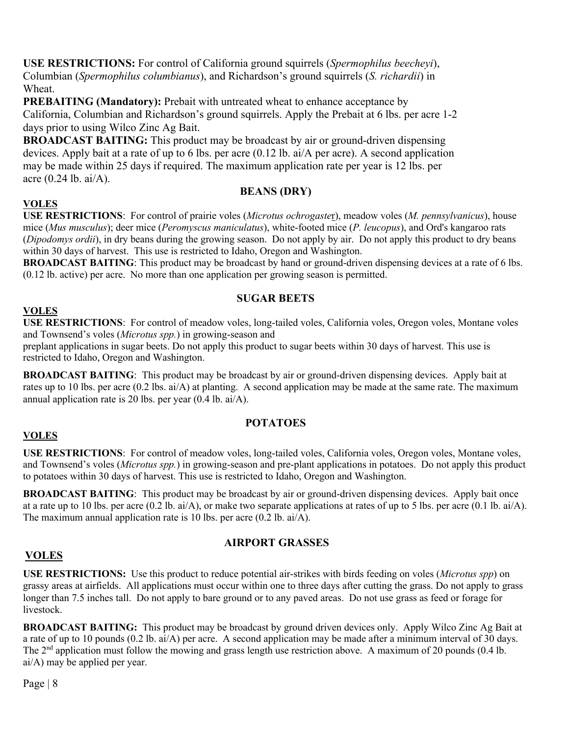**USE RESTRICTIONS:** For control of California ground squirrels (*Spermophilus beecheyi*), Columbian (*Spermophilus columbianus*), and Richardson's ground squirrels (*S. richardii*) in Wheat.

**PREBAITING (Mandatory):** Prebait with untreated wheat to enhance acceptance by California, Columbian and Richardson's ground squirrels. Apply the Prebait at 6 lbs. per acre 1-2 days prior to using Wilco Zinc Ag Bait.

**BROADCAST BAITING:** This product may be broadcast by air or ground-driven dispensing devices. Apply bait at a rate of up to 6 lbs. per acre (0.12 lb. ai/A per acre). A second application may be made within 25 days if required. The maximum application rate per year is 12 lbs. per acre (0.24 lb. ai/A).

## BEANS (DRY)

**VOLES**

**USE RESTRICTIONS**: For control of prairie voles (*Microtus ochrogaster*), meadow voles (*M. pennsylvanicus*), house mice (*Mus musculus*); deer mice (*Peromyscus maniculatus*), white-footed mice (*P. leucopus*), and Ord's kangaroo rats (*Dipodomys ordii*), in dry beans during the growing season. Do not apply by air. Do not apply this product to dry beans within 30 days of harvest. This use is restricted to Idaho, Oregon and Washington.

**BROADCAST BAITING**: This product may be broadcast by hand or ground-driven dispensing devices at a rate of 6 lbs. (0.12 lb. active) per acre. No more than one application per growing season is permitted.

## SUGAR BEETS

**VOLES**

**USE RESTRICTIONS**: For control of meadow voles, long-tailed voles, California voles, Oregon voles, Montane voles and Townsend's voles (*Microtus spp.*) in growing-season and preplant applications in sugar beets. Do not apply this product to sugar beets within 30 days of harvest. This use is restricted to Idaho, Oregon and Washington.

**BROADCAST BAITING**: This product may be broadcast by air or ground-driven dispensing devices. Apply bait at rates up to 10 lbs. per acre (0.2 lbs. ai/A) at planting. A second application may be made at the same rate. The maximum annual application rate is 20 lbs. per year (0.4 lb. ai/A).

## POTATOES

**VOLES**

**USE RESTRICTIONS**: For control of meadow voles, long-tailed voles, California voles, Oregon voles, Montane voles, and Townsend's voles (*Microtus spp.*) in growing-season and pre-plant applications in potatoes. Do not apply this product to potatoes within 30 days of harvest. This use is restricted to Idaho, Oregon and Washington.

**BROADCAST BAITING**: This product may be broadcast by air or ground-driven dispensing devices. Apply bait once at a rate up to 10 lbs. per acre (0.2 lb. ai/A), or make two separate applications at rates of up to 5 lbs. per acre (0.1 lb. ai/A). The maximum annual application rate is 10 lbs. per acre (0.2 lb. ai/A).

## AIRPORT GRASSES

**VOLES**

**USE RESTRICTIONS:** Use this product to reduce potential air-strikes with birds feeding on voles (*Microtus spp*) on grassy areas at airfields. All applications must occur within one to three days after cutting the grass. Do not apply to grass longer than 7.5 inches tall. Do not apply to bare ground or to any paved areas. Do not use grass as feed or forage for livestock.

**BROADCAST BAITING:** This product may be broadcast by ground driven devices only. Apply Wilco Zinc Ag Bait at a rate of up to 10 pounds (0.2 lb. ai/A) per acre. A second application may be made after a minimum interval of 30 days. The 2nd application must follow the mowing and grass length use restriction above. A maximum of 20 pounds (0.4 lb. ai/A) may be applied per year.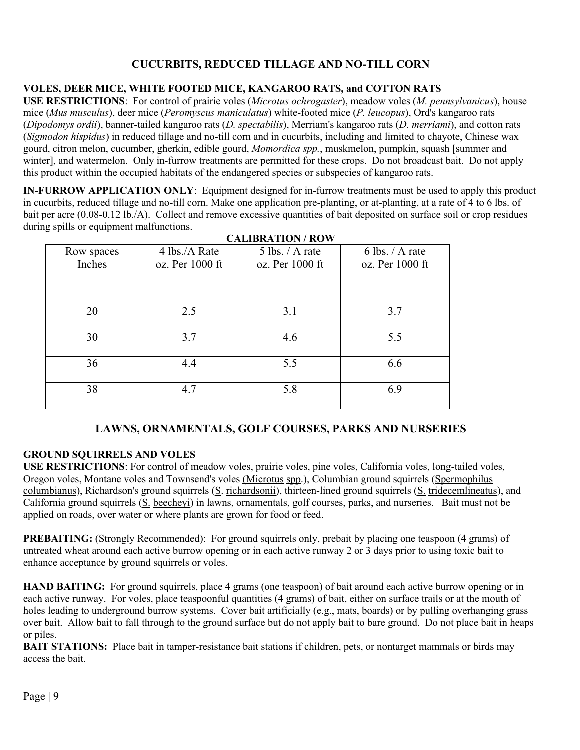## CUCURBITS, REDUCED TILLAGE AND NO-TILL CORN

**VOLES, DEER MICE, WHITE FOOTED MICE, KANGAROO RATS, and COTTON RATS**

**USE RESTRICTIONS**: For control of prairie voles (*Microtus ochrogaster*), meadow voles (*M. pennsylvanicus*), house mice (*Mus musculus*), deer mice (*Peromyscus maniculatus*) white-footed mice (*P. leucopus*), Ord's kangaroo rats (*Dipodomys ordii*), banner-tailed kangaroo rats (*D. spectabilis*), Merriam's kangaroo rats (*D. merriami*), and cotton rats (*Sigmodon hispidus*) in reduced tillage and no-till corn and in cucurbits, including and limited to chayote, Chinese wax gourd, citron melon, cucumber, gherkin, edible gourd, *Momordica spp.*, muskmelon, pumpkin, squash [summer and winter], and watermelon. Only in-furrow treatments are permitted for these crops. Do not broadcast bait. Do not apply this product within the occupied habitats of the endangered species or subspecies of kangaroo rats.

**IN-FURROW APPLICATION ONLY**: Equipment designed for in-furrow treatments must be used to apply this product in cucurbits, reduced tillage and no-till corn. Make one application pre-planting, or at-planting, at a rate of 4 to 6 lbs. of bait per acre (0.08-0.12 lb./A). Collect and remove excessive quantities of bait deposited on surface soil or crop residues during spills or equipment malfunctions.

**CALIBRATION / ROW**

| Row spaces Inches | 4 lbs./A Rate oz. Per 1000 ft | 5 lbs. / A rate oz. Per 1000 ft | 6 lbs. / A rate oz. Per 1000 ft |
|---|---|---|---|
| 20 | 2.5 | 3.1 | 3.7 |
| 30 | 3.7 | 4.6 | 5.5 |
| 36 | 4.4 | 5.5 | 6.6 |
| 38 | 4.7 | 5.8 | 6.9 |

## LAWNS, ORNAMENTALS, GOLF COURSES, PARKS AND NURSERIES

**GROUND SQUIRRELS AND VOLES**

**USE RESTRICTIONS**: For control of meadow voles, prairie voles, pine voles, California voles, long-tailed voles, Oregon voles, Montane voles and Townsend's voles (Microtus spp.), Columbian ground squirrels (Spermophilus columbianus), Richardson's ground squirrels (S. richardsonii), thirteen-lined ground squirrels (S. tridecemlineatus), and California ground squirrels (S. beecheyi) in lawns, ornamentals, golf courses, parks, and nurseries. Bait must not be applied on roads, over water or where plants are grown for food or feed.

**PREBAITING:** (Strongly Recommended): For ground squirrels only, prebait by placing one teaspoon (4 grams) of untreated wheat around each active burrow opening or in each active runway 2 or 3 days prior to using toxic bait to enhance acceptance by ground squirrels or voles.

**HAND BAITING:** For ground squirrels, place 4 grams (one teaspoon) of bait around each active burrow opening or in each active runway. For voles, place teaspoonful quantities (4 grams) of bait, either on surface trails or at the mouth of holes leading to underground burrow systems. Cover bait artificially (e.g., mats, boards) or by pulling overhanging grass over bait. Allow bait to fall through to the ground surface but do not apply bait to bare ground. Do not place bait in heaps or piles.

**BAIT STATIONS:** Place bait in tamper-resistance bait stations if children, pets, or nontarget mammals or birds may access the bait.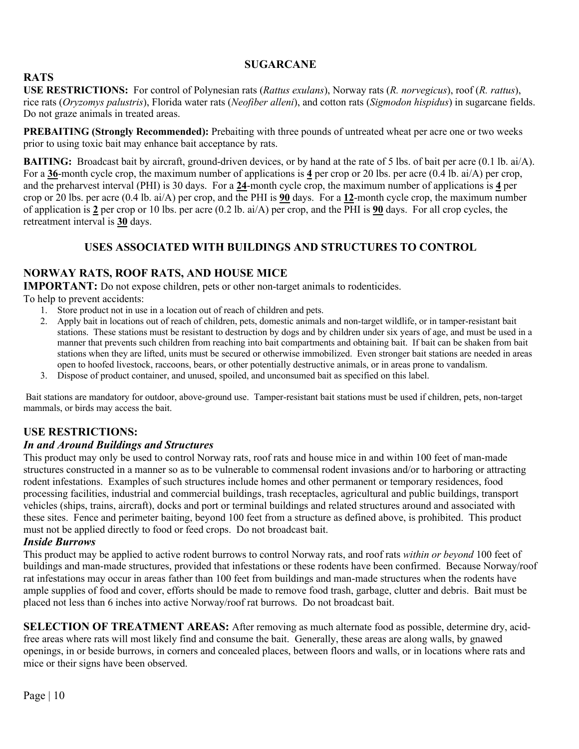## SUGARCANE

### RATS

**USE RESTRICTIONS:** For control of Polynesian rats (*Rattus exulans*), Norway rats (*R. norvegicus*), roof (*R. rattus*), rice rats (*Oryzomys palustris*), Florida water rats (*Neofiber alleni*), and cotton rats (*Sigmodon hispidus*) in sugarcane fields. Do not graze animals in treated areas.

**PREBAITING (Strongly Recommended):** Prebaiting with three pounds of untreated wheat per acre one or two weeks prior to using toxic bait may enhance bait acceptance by rats.

**BAITING:** Broadcast bait by aircraft, ground-driven devices, or by hand at the rate of 5 lbs. of bait per acre (0.1 lb. ai/A). For a **36**-month cycle crop, the maximum number of applications is **4** per crop or 20 lbs. per acre (0.4 lb. ai/A) per crop, and the preharvest interval (PHI) is 30 days. For a **24**-month cycle crop, the maximum number of applications is **4** per crop or 20 lbs. per acre (0.4 lb. ai/A) per crop, and the PHI is **90** days. For a **12**-month cycle crop, the maximum number of application is **2** per crop or 10 lbs. per acre (0.2 lb. ai/A) per crop, and the PHI is **90** days. For all crop cycles, the retreatment interval is **30** days.

## USES ASSOCIATED WITH BUILDINGS AND STRUCTURES TO CONTROL

### NORWAY RATS, ROOF RATS, AND HOUSE MICE

**IMPORTANT:** Do not expose children, pets or other non-target animals to rodenticides.

To help to prevent accidents:

1. Store product not in use in a location out of reach of children and pets.
2. Apply bait in locations out of reach of children, pets, domestic animals and non-target wildlife, or in tamper-resistant bait stations. These stations must be resistant to destruction by dogs and by children under six years of age, and must be used in a manner that prevents such children from reaching into bait compartments and obtaining bait. If bait can be shaken from bait stations when they are lifted, units must be secured or otherwise immobilized. Even stronger bait stations are needed in areas open to hoofed livestock, raccoons, bears, or other potentially destructive animals, or in areas prone to vandalism.
3. Dispose of product container, and unused, spoiled, and unconsumed bait as specified on this label.

Bait stations are mandatory for outdoor, above-ground use. Tamper-resistant bait stations must be used if children, pets, non-target mammals, or birds may access the bait.

### USE RESTRICTIONS:

***In and Around Buildings and Structures***

This product may only be used to control Norway rats, roof rats and house mice in and within 100 feet of man-made structures constructed in a manner so as to be vulnerable to commensal rodent invasions and/or to harboring or attracting rodent infestations. Examples of such structures include homes and other permanent or temporary residences, food processing facilities, industrial and commercial buildings, trash receptacles, agricultural and public buildings, transport vehicles (ships, trains, aircraft), docks and port or terminal buildings and related structures around and associated with these sites. Fence and perimeter baiting, beyond 100 feet from a structure as defined above, is prohibited. This product must not be applied directly to food or feed crops. Do not broadcast bait.

***Inside Burrows***

This product may be applied to active rodent burrows to control Norway rats, and roof rats *within or beyond* 100 feet of buildings and man-made structures, provided that infestations or these rodents have been confirmed. Because Norway/roof rat infestations may occur in areas father than 100 feet from buildings and man-made structures when the rodents have ample supplies of food and cover, efforts should be made to remove food trash, garbage, clutter and debris. Bait must be placed not less than 6 inches into active Norway/roof rat burrows. Do not broadcast bait.

**SELECTION OF TREATMENT AREAS:** After removing as much alternate food as possible, determine dry, acid-free areas where rats will most likely find and consume the bait. Generally, these areas are along walls, by gnawed openings, in or beside burrows, in corners and concealed places, between floors and walls, or in locations where rats and mice or their signs have been observed.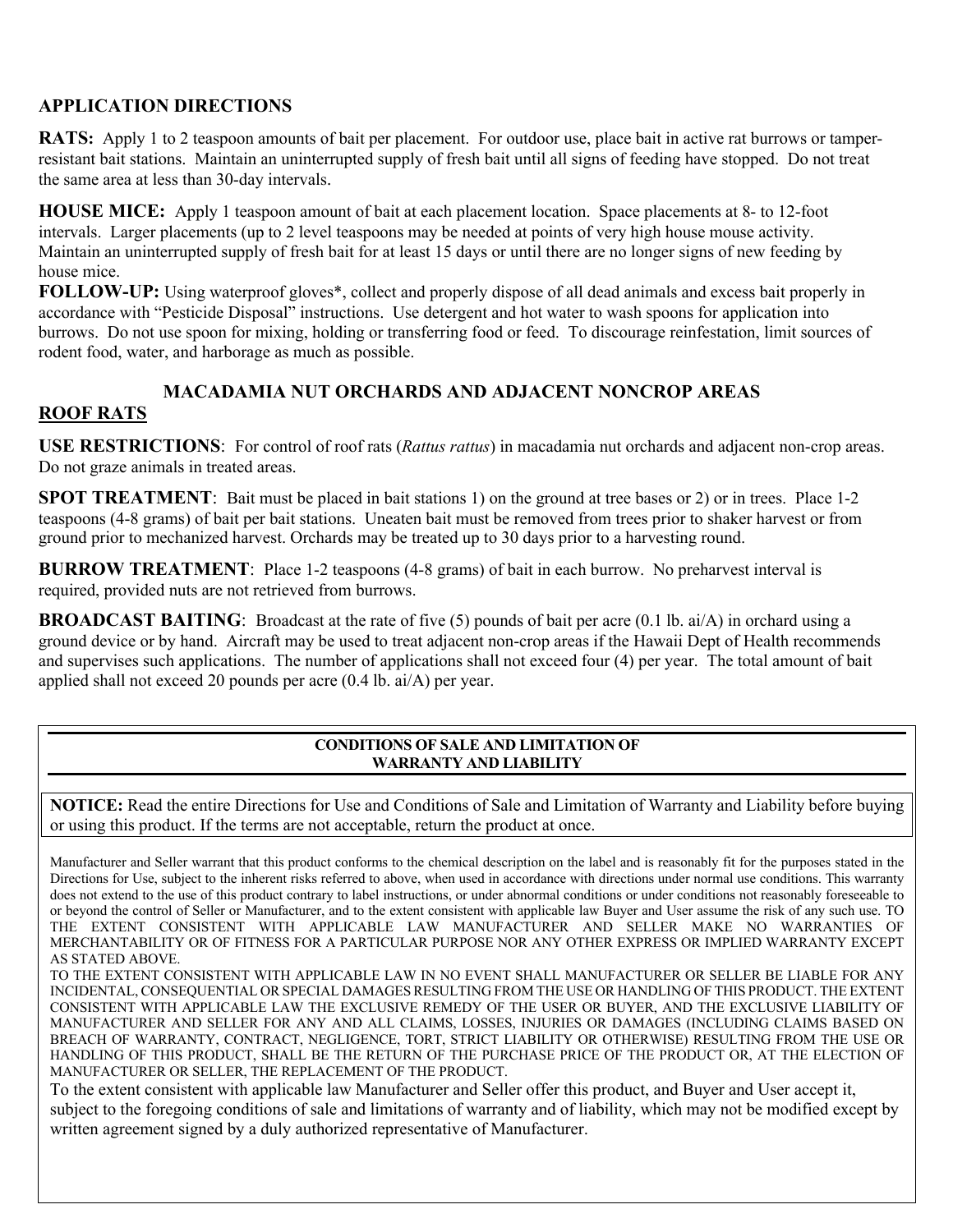## APPLICATION DIRECTIONS

**RATS:** Apply 1 to 2 teaspoon amounts of bait per placement. For outdoor use, place bait in active rat burrows or tamper-resistant bait stations. Maintain an uninterrupted supply of fresh bait until all signs of feeding have stopped. Do not treat the same area at less than 30-day intervals.

**HOUSE MICE:** Apply 1 teaspoon amount of bait at each placement location. Space placements at 8- to 12-foot intervals. Larger placements (up to 2 level teaspoons may be needed at points of very high house mouse activity. Maintain an uninterrupted supply of fresh bait for at least 15 days or until there are no longer signs of new feeding by house mice.

**FOLLOW-UP:** Using waterproof gloves*, collect and properly dispose of all dead animals and excess bait properly in accordance with "Pesticide Disposal" instructions. Use detergent and hot water to wash spoons for application into burrows. Do not use spoon for mixing, holding or transferring food or feed. To discourage reinfestation, limit sources of rodent food, water, and harborage as much as possible.

## MACADAMIA NUT ORCHARDS AND ADJACENT NONCROP AREAS

### ROOF RATS

**USE RESTRICTIONS**: For control of roof rats (*Rattus rattus*) in macadamia nut orchards and adjacent non-crop areas. Do not graze animals in treated areas.

**SPOT TREATMENT**: Bait must be placed in bait stations 1) on the ground at tree bases or 2) or in trees. Place 1-2 teaspoons (4-8 grams) of bait per bait stations. Uneaten bait must be removed from trees prior to shaker harvest or from ground prior to mechanized harvest. Orchards may be treated up to 30 days prior to a harvesting round.

**BURROW TREATMENT**: Place 1-2 teaspoons (4-8 grams) of bait in each burrow. No preharvest interval is required, provided nuts are not retrieved from burrows.

**BROADCAST BAITING**: Broadcast at the rate of five (5) pounds of bait per acre (0.1 lb. ai/A) in orchard using a ground device or by hand. Aircraft may be used to treat adjacent non-crop areas if the Hawaii Dept of Health recommends and supervises such applications. The number of applications shall not exceed four (4) per year. The total amount of bait applied shall not exceed 20 pounds per acre (0.4 lb. ai/A) per year.

**CONDITIONS OF SALE AND LIMITATION OF WARRANTY AND LIABILITY**

**NOTICE:** Read the entire Directions for Use and Conditions of Sale and Limitation of Warranty and Liability before buying or using this product. If the terms are not acceptable, return the product at once.

Manufacturer and Seller warrant that this product conforms to the chemical description on the label and is reasonably fit for the purposes stated in the Directions for Use, subject to the inherent risks referred to above, when used in accordance with directions under normal use conditions. This warranty does not extend to the use of this product contrary to label instructions, or under abnormal conditions or under conditions not reasonably foreseeable to or beyond the control of Seller or Manufacturer, and to the extent consistent with applicable law Buyer and User assume the risk of any such use. TO THE EXTENT CONSISTENT WITH APPLICABLE LAW MANUFACTURER AND SELLER MAKE NO WARRANTIES OF MERCHANTABILITY OR OF FITNESS FOR A PARTICULAR PURPOSE NOR ANY OTHER EXPRESS OR IMPLIED WARRANTY EXCEPT AS STATED ABOVE.

TO THE EXTENT CONSISTENT WITH APPLICABLE LAW IN NO EVENT SHALL MANUFACTURER OR SELLER BE LIABLE FOR ANY INCIDENTAL, CONSEQUENTIAL OR SPECIAL DAMAGES RESULTING FROM THE USE OR HANDLING OF THIS PRODUCT. THE EXTENT CONSISTENT WITH APPLICABLE LAW THE EXCLUSIVE REMEDY OF THE USER OR BUYER, AND THE EXCLUSIVE LIABILITY OF MANUFACTURER AND SELLER FOR ANY AND ALL CLAIMS, LOSSES, INJURIES OR DAMAGES (INCLUDING CLAIMS BASED ON BREACH OF WARRANTY, CONTRACT, NEGLIGENCE, TORT, STRICT LIABILITY OR OTHERWISE) RESULTING FROM THE USE OR HANDLING OF THIS PRODUCT, SHALL BE THE RETURN OF THE PURCHASE PRICE OF THE PRODUCT OR, AT THE ELECTION OF MANUFACTURER OR SELLER, THE REPLACEMENT OF THE PRODUCT.

To the extent consistent with applicable law Manufacturer and Seller offer this product, and Buyer and User accept it, subject to the foregoing conditions of sale and limitations of warranty and of liability, which may not be modified except by written agreement signed by a duly authorized representative of Manufacturer.